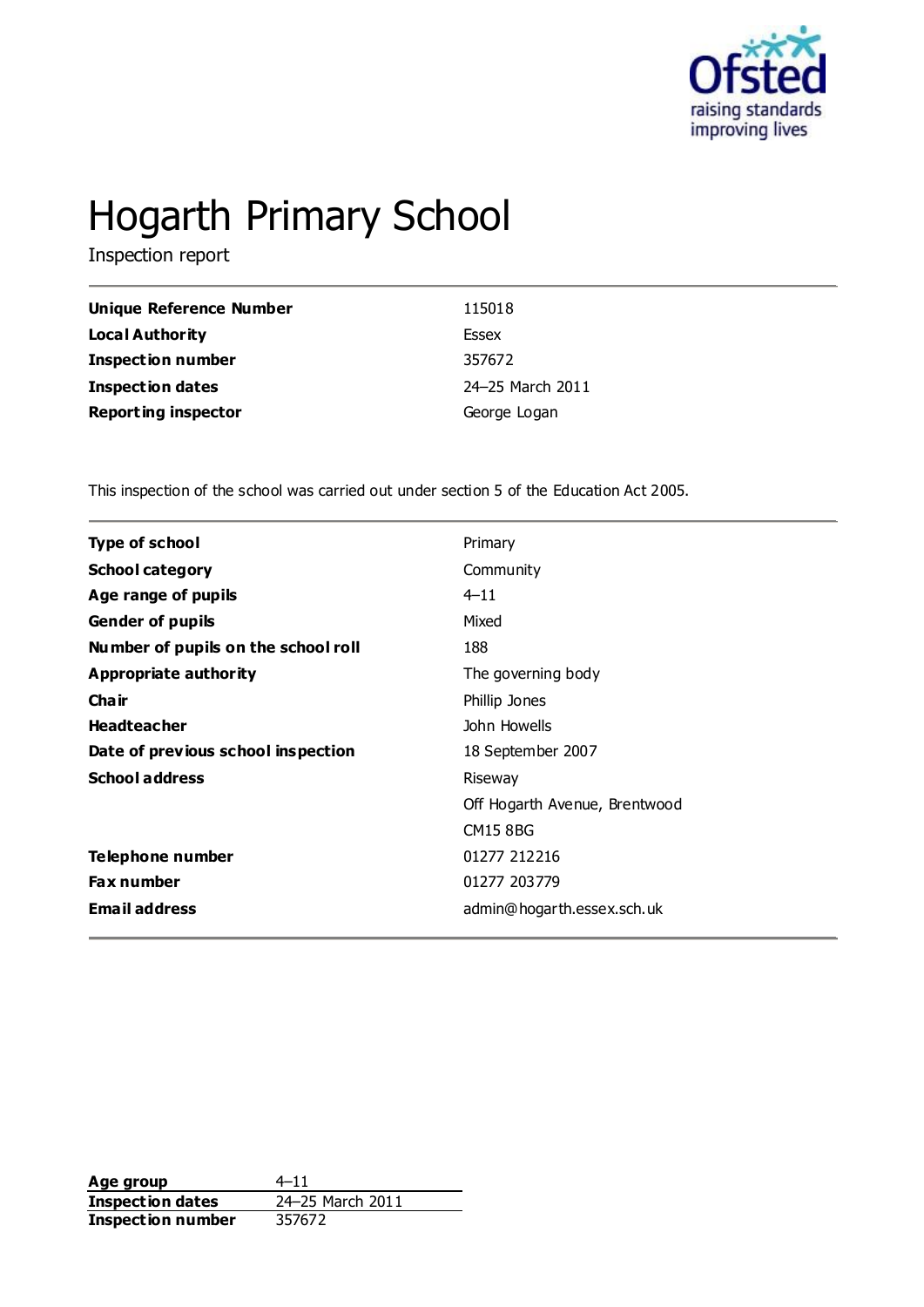# Hogarth Primary School

Inspection report

| | |
|---|---|
| **Unique Reference Number** | 115018 |
| **Local Authority** | Essex |
| **Inspection number** | 357672 |
| **Inspection dates** | 24–25 March 2011 |
| **Reporting inspector** | George Logan |

This inspection of the school was carried out under section 5 of the Education Act 2005.

| | |
|---|---|
| **Type of school** | Primary |
| **School category** | Community |
| **Age range of pupils** | 4–11 |
| **Gender of pupils** | Mixed |
| **Number of pupils on the school roll** | 188 |
| **Appropriate authority** | The governing body |
| **Chair** | Phillip Jones |
| **Headteacher** | John Howells |
| **Date of previous school inspection** | 18 September 2007 |
| **School address** | Riseway |
| | Off Hogarth Avenue, Brentwood |
| | CM15 8BG |
| **Telephone number** | 01277 212216 |
| **Fax number** | 01277 203779 |
| **Email address** | admin@hogarth.essex.sch.uk |

| | |
|---|---|
| **Age group** | 4–11 |
| **Inspection dates** | 24–25 March 2011 |
| **Inspection number** | 357672 |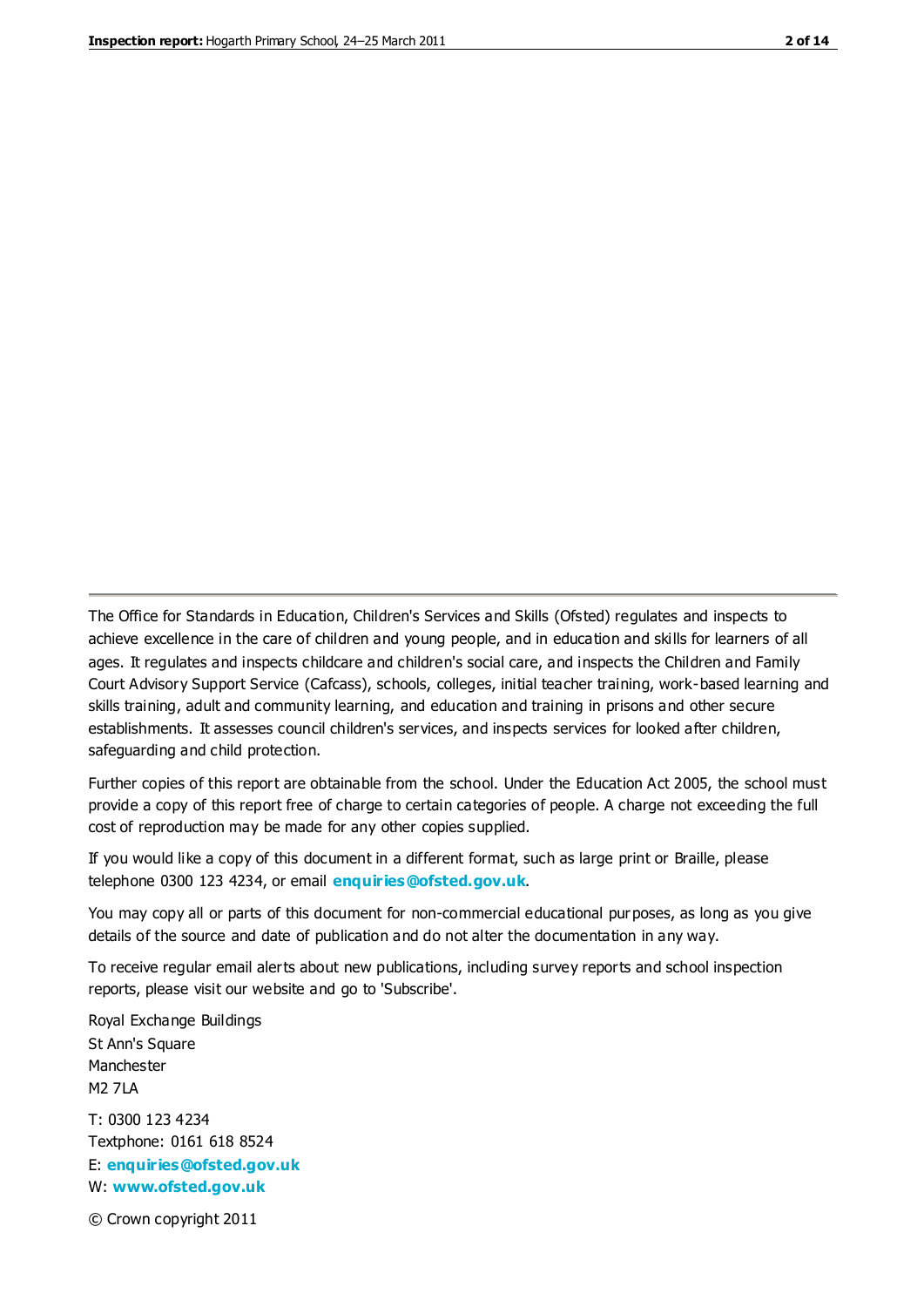The Office for Standards in Education, Children's Services and Skills (Ofsted) regulates and inspects to achieve excellence in the care of children and young people, and in education and skills for learners of all ages. It regulates and inspects childcare and children's social care, and inspects the Children and Family Court Advisory Support Service (Cafcass), schools, colleges, initial teacher training, work-based learning and skills training, adult and community learning, and education and training in prisons and other secure establishments. It assesses council children's services, and inspects services for looked after children, safeguarding and child protection.

Further copies of this report are obtainable from the school. Under the Education Act 2005, the school must provide a copy of this report free of charge to certain categories of people. A charge not exceeding the full cost of reproduction may be made for any other copies supplied.

If you would like a copy of this document in a different format, such as large print or Braille, please telephone 0300 123 4234, or email **enquiries@ofsted.gov.uk**.

You may copy all or parts of this document for non-commercial educational purposes, as long as you give details of the source and date of publication and do not alter the documentation in any way.

To receive regular email alerts about new publications, including survey reports and school inspection reports, please visit our website and go to 'Subscribe'.

Royal Exchange Buildings
St Ann's Square
Manchester
M2 7LA

T: 0300 123 4234
Textphone: 0161 618 8524
E: **enquiries@ofsted.gov.uk**
W: **www.ofsted.gov.uk**

© Crown copyright 2011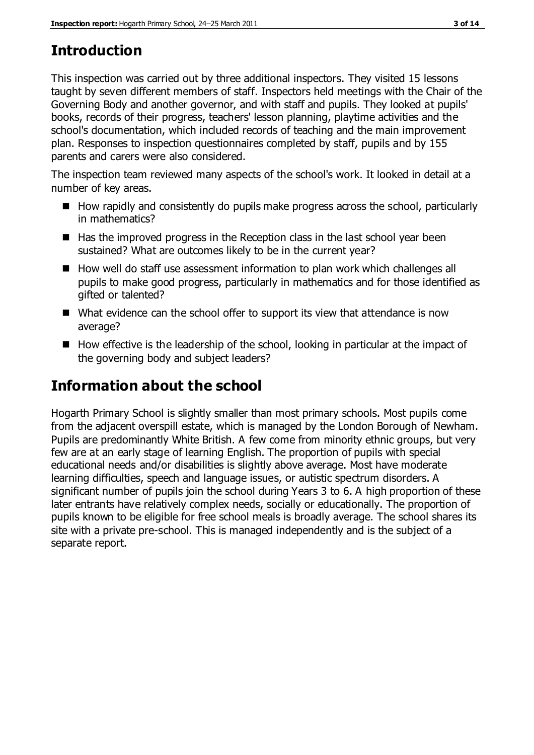## Introduction

This inspection was carried out by three additional inspectors. They visited 15 lessons taught by seven different members of staff. Inspectors held meetings with the Chair of the Governing Body and another governor, and with staff and pupils. They looked at pupils' books, records of their progress, teachers' lesson planning, playtime activities and the school's documentation, which included records of teaching and the main improvement plan. Responses to inspection questionnaires completed by staff, pupils and by 155 parents and carers were also considered.

The inspection team reviewed many aspects of the school's work. It looked in detail at a number of key areas.

- How rapidly and consistently do pupils make progress across the school, particularly in mathematics?
- Has the improved progress in the Reception class in the last school year been sustained? What are outcomes likely to be in the current year?
- How well do staff use assessment information to plan work which challenges all pupils to make good progress, particularly in mathematics and for those identified as gifted or talented?
- What evidence can the school offer to support its view that attendance is now average?
- How effective is the leadership of the school, looking in particular at the impact of the governing body and subject leaders?

## Information about the school

Hogarth Primary School is slightly smaller than most primary schools. Most pupils come from the adjacent overspill estate, which is managed by the London Borough of Newham. Pupils are predominantly White British. A few come from minority ethnic groups, but very few are at an early stage of learning English. The proportion of pupils with special educational needs and/or disabilities is slightly above average. Most have moderate learning difficulties, speech and language issues, or autistic spectrum disorders. A significant number of pupils join the school during Years 3 to 6. A high proportion of these later entrants have relatively complex needs, socially or educationally. The proportion of pupils known to be eligible for free school meals is broadly average. The school shares its site with a private pre-school. This is managed independently and is the subject of a separate report.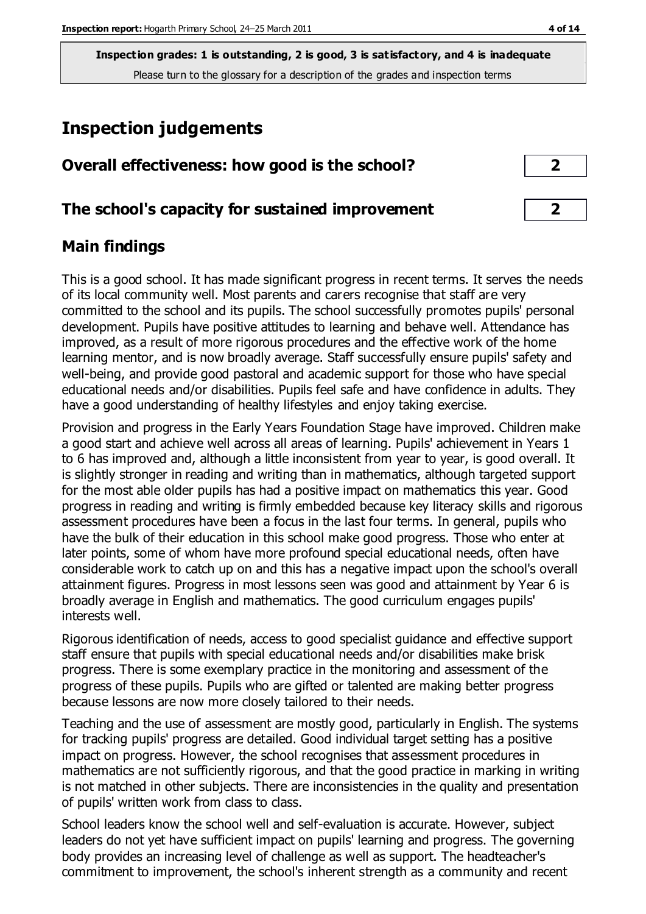**Inspection grades: 1 is outstanding, 2 is good, 3 is satisfactory, and 4 is inadequate**
Please turn to the glossary for a description of the grades and inspection terms

# Inspection judgements

## Overall effectiveness: how good is the school? 2

## The school's capacity for sustained improvement 2

## Main findings

This is a good school. It has made significant progress in recent terms. It serves the needs of its local community well. Most parents and carers recognise that staff are very committed to the school and its pupils. The school successfully promotes pupils' personal development. Pupils have positive attitudes to learning and behave well. Attendance has improved, as a result of more rigorous procedures and the effective work of the home learning mentor, and is now broadly average. Staff successfully ensure pupils' safety and well-being, and provide good pastoral and academic support for those who have special educational needs and/or disabilities. Pupils feel safe and have confidence in adults. They have a good understanding of healthy lifestyles and enjoy taking exercise.

Provision and progress in the Early Years Foundation Stage have improved. Children make a good start and achieve well across all areas of learning. Pupils' achievement in Years 1 to 6 has improved and, although a little inconsistent from year to year, is good overall. It is slightly stronger in reading and writing than in mathematics, although targeted support for the most able older pupils has had a positive impact on mathematics this year. Good progress in reading and writing is firmly embedded because key literacy skills and rigorous assessment procedures have been a focus in the last four terms. In general, pupils who have the bulk of their education in this school make good progress. Those who enter at later points, some of whom have more profound special educational needs, often have considerable work to catch up on and this has a negative impact upon the school's overall attainment figures. Progress in most lessons seen was good and attainment by Year 6 is broadly average in English and mathematics. The good curriculum engages pupils' interests well.

Rigorous identification of needs, access to good specialist guidance and effective support staff ensure that pupils with special educational needs and/or disabilities make brisk progress. There is some exemplary practice in the monitoring and assessment of the progress of these pupils. Pupils who are gifted or talented are making better progress because lessons are now more closely tailored to their needs.

Teaching and the use of assessment are mostly good, particularly in English. The systems for tracking pupils' progress are detailed. Good individual target setting has a positive impact on progress. However, the school recognises that assessment procedures in mathematics are not sufficiently rigorous, and that the good practice in marking in writing is not matched in other subjects. There are inconsistencies in the quality and presentation of pupils' written work from class to class.

School leaders know the school well and self-evaluation is accurate. However, subject leaders do not yet have sufficient impact on pupils' learning and progress. The governing body provides an increasing level of challenge as well as support. The headteacher's commitment to improvement, the school's inherent strength as a community and recent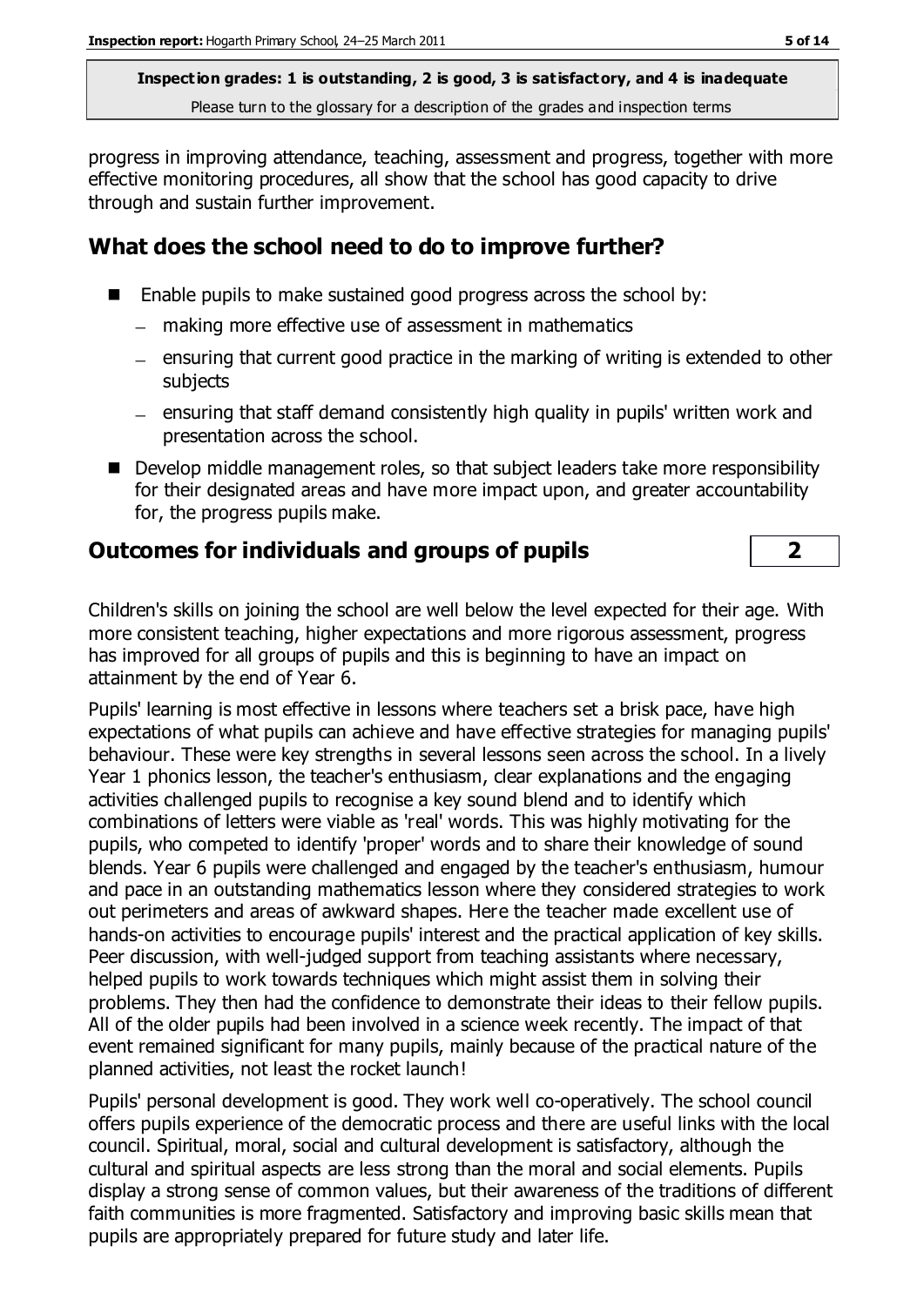progress in improving attendance, teaching, assessment and progress, together with more effective monitoring procedures, all show that the school has good capacity to drive through and sustain further improvement.

## What does the school need to do to improve further?

- Enable pupils to make sustained good progress across the school by:
  - making more effective use of assessment in mathematics
  - ensuring that current good practice in the marking of writing is extended to other subjects
  - ensuring that staff demand consistently high quality in pupils' written work and presentation across the school.
- Develop middle management roles, so that subject leaders take more responsibility for their designated areas and have more impact upon, and greater accountability for, the progress pupils make.

## Outcomes for individuals and groups of pupils — 2

Children's skills on joining the school are well below the level expected for their age. With more consistent teaching, higher expectations and more rigorous assessment, progress has improved for all groups of pupils and this is beginning to have an impact on attainment by the end of Year 6.

Pupils' learning is most effective in lessons where teachers set a brisk pace, have high expectations of what pupils can achieve and have effective strategies for managing pupils' behaviour. These were key strengths in several lessons seen across the school. In a lively Year 1 phonics lesson, the teacher's enthusiasm, clear explanations and the engaging activities challenged pupils to recognise a key sound blend and to identify which combinations of letters were viable as 'real' words. This was highly motivating for the pupils, who competed to identify 'proper' words and to share their knowledge of sound blends. Year 6 pupils were challenged and engaged by the teacher's enthusiasm, humour and pace in an outstanding mathematics lesson where they considered strategies to work out perimeters and areas of awkward shapes. Here the teacher made excellent use of hands-on activities to encourage pupils' interest and the practical application of key skills. Peer discussion, with well-judged support from teaching assistants where necessary, helped pupils to work towards techniques which might assist them in solving their problems. They then had the confidence to demonstrate their ideas to their fellow pupils. All of the older pupils had been involved in a science week recently. The impact of that event remained significant for many pupils, mainly because of the practical nature of the planned activities, not least the rocket launch!

Pupils' personal development is good. They work well co-operatively. The school council offers pupils experience of the democratic process and there are useful links with the local council. Spiritual, moral, social and cultural development is satisfactory, although the cultural and spiritual aspects are less strong than the moral and social elements. Pupils display a strong sense of common values, but their awareness of the traditions of different faith communities is more fragmented. Satisfactory and improving basic skills mean that pupils are appropriately prepared for future study and later life.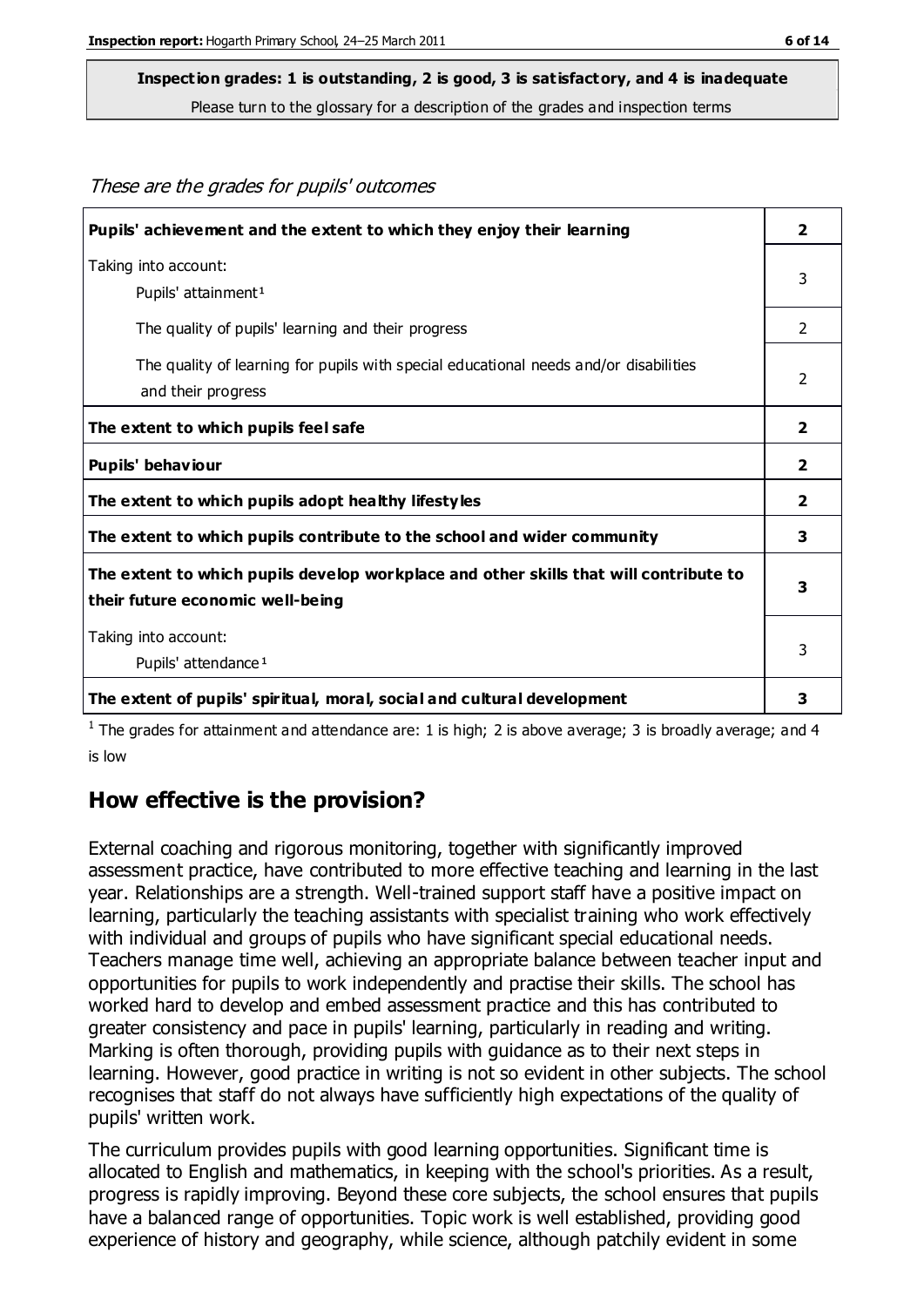**Inspection grades: 1 is outstanding, 2 is good, 3 is satisfactory, and 4 is inadequate**
Please turn to the glossary for a description of the grades and inspection terms

*These are the grades for pupils' outcomes*

| | |
|---|---|
| **Pupils' achievement and the extent to which they enjoy their learning** | **2** |
| Taking into account: Pupils' attainment[1] | 3 |
| The quality of pupils' learning and their progress | 2 |
| The quality of learning for pupils with special educational needs and/or disabilities and their progress | 2 |
| **The extent to which pupils feel safe** | **2** |
| **Pupils' behaviour** | **2** |
| **The extent to which pupils adopt healthy lifestyles** | **2** |
| **The extent to which pupils contribute to the school and wider community** | **3** |
| **The extent to which pupils develop workplace and other skills that will contribute to their future economic well-being** | **3** |
| Taking into account: Pupils' attendance[1] | 3 |
| **The extent of pupils' spiritual, moral, social and cultural development** | **3** |

[1] The grades for attainment and attendance are: 1 is high; 2 is above average; 3 is broadly average; and 4 is low

## How effective is the provision?

External coaching and rigorous monitoring, together with significantly improved assessment practice, have contributed to more effective teaching and learning in the last year. Relationships are a strength. Well-trained support staff have a positive impact on learning, particularly the teaching assistants with specialist training who work effectively with individual and groups of pupils who have significant special educational needs. Teachers manage time well, achieving an appropriate balance between teacher input and opportunities for pupils to work independently and practise their skills. The school has worked hard to develop and embed assessment practice and this has contributed to greater consistency and pace in pupils' learning, particularly in reading and writing. Marking is often thorough, providing pupils with guidance as to their next steps in learning. However, good practice in writing is not so evident in other subjects. The school recognises that staff do not always have sufficiently high expectations of the quality of pupils' written work.

The curriculum provides pupils with good learning opportunities. Significant time is allocated to English and mathematics, in keeping with the school's priorities. As a result, progress is rapidly improving. Beyond these core subjects, the school ensures that pupils have a balanced range of opportunities. Topic work is well established, providing good experience of history and geography, while science, although patchily evident in some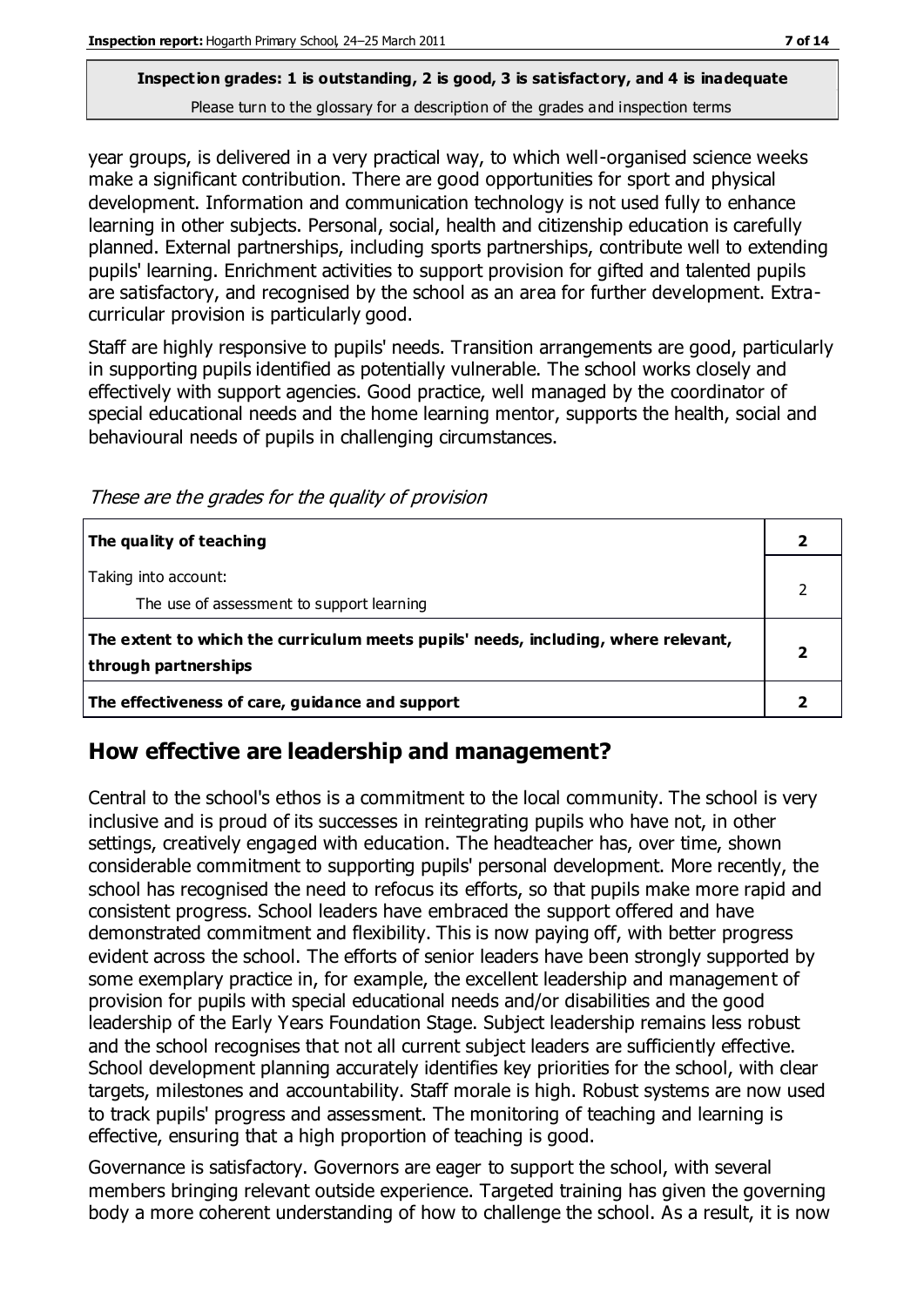**Inspection grades: 1 is outstanding, 2 is good, 3 is satisfactory, and 4 is inadequate**
Please turn to the glossary for a description of the grades and inspection terms

year groups, is delivered in a very practical way, to which well-organised science weeks make a significant contribution. There are good opportunities for sport and physical development. Information and communication technology is not used fully to enhance learning in other subjects. Personal, social, health and citizenship education is carefully planned. External partnerships, including sports partnerships, contribute well to extending pupils' learning. Enrichment activities to support provision for gifted and talented pupils are satisfactory, and recognised by the school as an area for further development. Extra-curricular provision is particularly good.

Staff are highly responsive to pupils' needs. Transition arrangements are good, particularly in supporting pupils identified as potentially vulnerable. The school works closely and effectively with support agencies. Good practice, well managed by the coordinator of special educational needs and the home learning mentor, supports the health, social and behavioural needs of pupils in challenging circumstances.

*These are the grades for the quality of provision*

| | |
|---|---|
| **The quality of teaching** | **2** |
| Taking into account:<br>The use of assessment to support learning | 2 |
| **The extent to which the curriculum meets pupils' needs, including, where relevant, through partnerships** | **2** |
| **The effectiveness of care, guidance and support** | **2** |

## How effective are leadership and management?

Central to the school's ethos is a commitment to the local community. The school is very inclusive and is proud of its successes in reintegrating pupils who have not, in other settings, creatively engaged with education. The headteacher has, over time, shown considerable commitment to supporting pupils' personal development. More recently, the school has recognised the need to refocus its efforts, so that pupils make more rapid and consistent progress. School leaders have embraced the support offered and have demonstrated commitment and flexibility. This is now paying off, with better progress evident across the school. The efforts of senior leaders have been strongly supported by some exemplary practice in, for example, the excellent leadership and management of provision for pupils with special educational needs and/or disabilities and the good leadership of the Early Years Foundation Stage. Subject leadership remains less robust and the school recognises that not all current subject leaders are sufficiently effective. School development planning accurately identifies key priorities for the school, with clear targets, milestones and accountability. Staff morale is high. Robust systems are now used to track pupils' progress and assessment. The monitoring of teaching and learning is effective, ensuring that a high proportion of teaching is good.

Governance is satisfactory. Governors are eager to support the school, with several members bringing relevant outside experience. Targeted training has given the governing body a more coherent understanding of how to challenge the school. As a result, it is now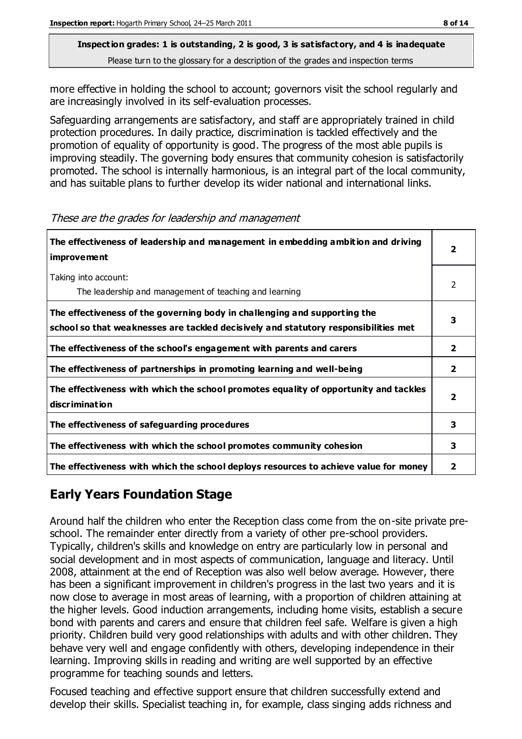more effective in holding the school to account; governors visit the school regularly and are increasingly involved in its self-evaluation processes.

Safeguarding arrangements are satisfactory, and staff are appropriately trained in child protection procedures. In daily practice, discrimination is tackled effectively and the promotion of equality of opportunity is good. The progress of the most able pupils is improving steadily. The governing body ensures that community cohesion is satisfactorily promoted. The school is internally harmonious, is an integral part of the local community, and has suitable plans to further develop its wider national and international links.

*These are the grades for leadership and management*

| | |
|---|---|
| **The effectiveness of leadership and management in embedding ambition and driving improvement** | **2** |
| Taking into account: The leadership and management of teaching and learning | 2 |
| **The effectiveness of the governing body in challenging and supporting the school so that weaknesses are tackled decisively and statutory responsibilities met** | **3** |
| **The effectiveness of the school's engagement with parents and carers** | **2** |
| **The effectiveness of partnerships in promoting learning and well-being** | **2** |
| **The effectiveness with which the school promotes equality of opportunity and tackles discrimination** | **2** |
| **The effectiveness of safeguarding procedures** | **3** |
| **The effectiveness with which the school promotes community cohesion** | **3** |
| **The effectiveness with which the school deploys resources to achieve value for money** | **2** |

## Early Years Foundation Stage

Around half the children who enter the Reception class come from the on-site private pre-school. The remainder enter directly from a variety of other pre-school providers. Typically, children's skills and knowledge on entry are particularly low in personal and social development and in most aspects of communication, language and literacy. Until 2008, attainment at the end of Reception was also well below average. However, there has been a significant improvement in children's progress in the last two years and it is now close to average in most areas of learning, with a proportion of children attaining at the higher levels. Good induction arrangements, including home visits, establish a secure bond with parents and carers and ensure that children feel safe. Welfare is given a high priority. Children build very good relationships with adults and with other children. They behave very well and engage confidently with others, developing independence in their learning. Improving skills in reading and writing are well supported by an effective programme for teaching sounds and letters.

Focused teaching and effective support ensure that children successfully extend and develop their skills. Specialist teaching in, for example, class singing adds richness and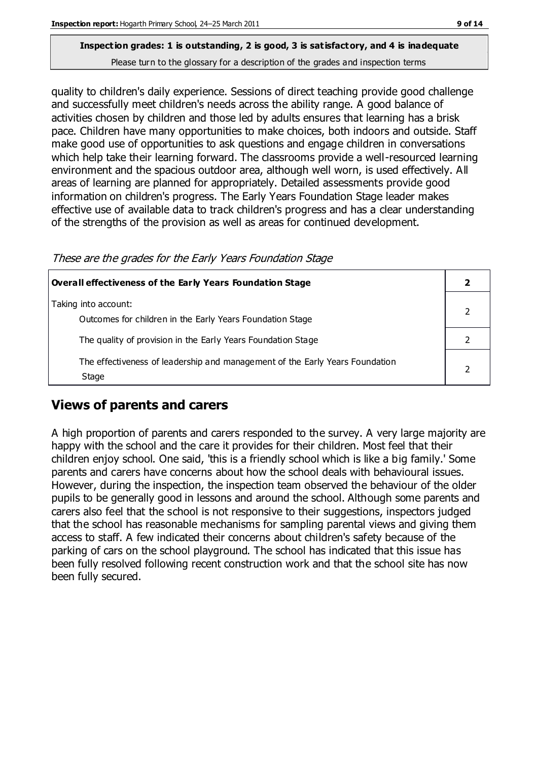**Inspection grades: 1 is outstanding, 2 is good, 3 is satisfactory, and 4 is inadequate**

Please turn to the glossary for a description of the grades and inspection terms

quality to children's daily experience. Sessions of direct teaching provide good challenge and successfully meet children's needs across the ability range. A good balance of activities chosen by children and those led by adults ensures that learning has a brisk pace. Children have many opportunities to make choices, both indoors and outside. Staff make good use of opportunities to ask questions and engage children in conversations which help take their learning forward. The classrooms provide a well-resourced learning environment and the spacious outdoor area, although well worn, is used effectively. All areas of learning are planned for appropriately. Detailed assessments provide good information on children's progress. The Early Years Foundation Stage leader makes effective use of available data to track children's progress and has a clear understanding of the strengths of the provision as well as areas for continued development.

*These are the grades for the Early Years Foundation Stage*

| **Overall effectiveness of the Early Years Foundation Stage** | **2** |
|---|---|
| Taking into account:<br>Outcomes for children in the Early Years Foundation Stage | 2 |
| The quality of provision in the Early Years Foundation Stage | 2 |
| The effectiveness of leadership and management of the Early Years Foundation Stage | 2 |

## Views of parents and carers

A high proportion of parents and carers responded to the survey. A very large majority are happy with the school and the care it provides for their children. Most feel that their children enjoy school. One said, 'this is a friendly school which is like a big family.' Some parents and carers have concerns about how the school deals with behavioural issues. However, during the inspection, the inspection team observed the behaviour of the older pupils to be generally good in lessons and around the school. Although some parents and carers also feel that the school is not responsive to their suggestions, inspectors judged that the school has reasonable mechanisms for sampling parental views and giving them access to staff. A few indicated their concerns about children's safety because of the parking of cars on the school playground. The school has indicated that this issue has been fully resolved following recent construction work and that the school site has now been fully secured.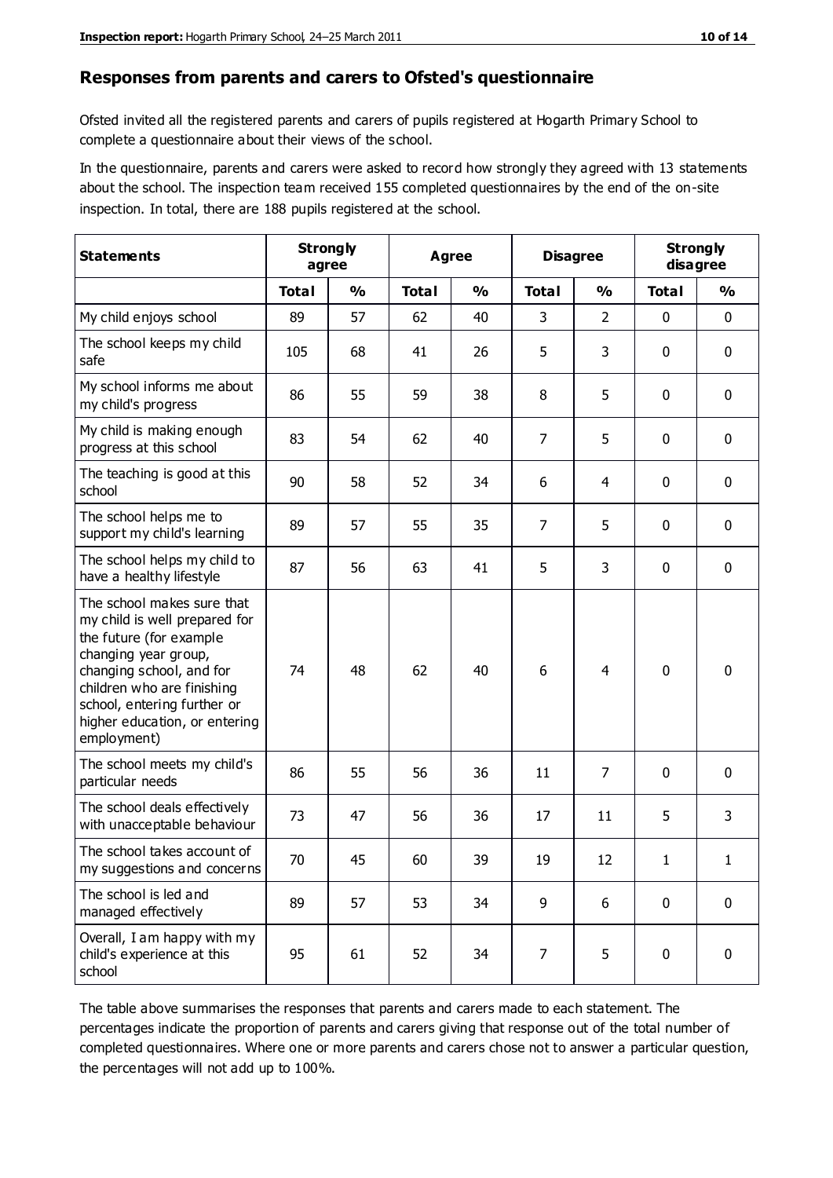## Responses from parents and carers to Ofsted's questionnaire

Ofsted invited all the registered parents and carers of pupils registered at Hogarth Primary School to complete a questionnaire about their views of the school.

In the questionnaire, parents and carers were asked to record how strongly they agreed with 13 statements about the school. The inspection team received 155 completed questionnaires by the end of the on-site inspection. In total, there are 188 pupils registered at the school.

| Statements | Strongly agree | | Agree | | Disagree | | Strongly disagree | |
|---|---|---|---|---|---|---|---|---|
| | Total | % | Total | % | Total | % | Total | % |
| My child enjoys school | 89 | 57 | 62 | 40 | 3 | 2 | 0 | 0 |
| The school keeps my child safe | 105 | 68 | 41 | 26 | 5 | 3 | 0 | 0 |
| My school informs me about my child's progress | 86 | 55 | 59 | 38 | 8 | 5 | 0 | 0 |
| My child is making enough progress at this school | 83 | 54 | 62 | 40 | 7 | 5 | 0 | 0 |
| The teaching is good at this school | 90 | 58 | 52 | 34 | 6 | 4 | 0 | 0 |
| The school helps me to support my child's learning | 89 | 57 | 55 | 35 | 7 | 5 | 0 | 0 |
| The school helps my child to have a healthy lifestyle | 87 | 56 | 63 | 41 | 5 | 3 | 0 | 0 |
| The school makes sure that my child is well prepared for the future (for example changing year group, changing school, and for children who are finishing school, entering further or higher education, or entering employment) | 74 | 48 | 62 | 40 | 6 | 4 | 0 | 0 |
| The school meets my child's particular needs | 86 | 55 | 56 | 36 | 11 | 7 | 0 | 0 |
| The school deals effectively with unacceptable behaviour | 73 | 47 | 56 | 36 | 17 | 11 | 5 | 3 |
| The school takes account of my suggestions and concerns | 70 | 45 | 60 | 39 | 19 | 12 | 1 | 1 |
| The school is led and managed effectively | 89 | 57 | 53 | 34 | 9 | 6 | 0 | 0 |
| Overall, I am happy with my child's experience at this school | 95 | 61 | 52 | 34 | 7 | 5 | 0 | 0 |

The table above summarises the responses that parents and carers made to each statement. The percentages indicate the proportion of parents and carers giving that response out of the total number of completed questionnaires. Where one or more parents and carers chose not to answer a particular question, the percentages will not add up to 100%.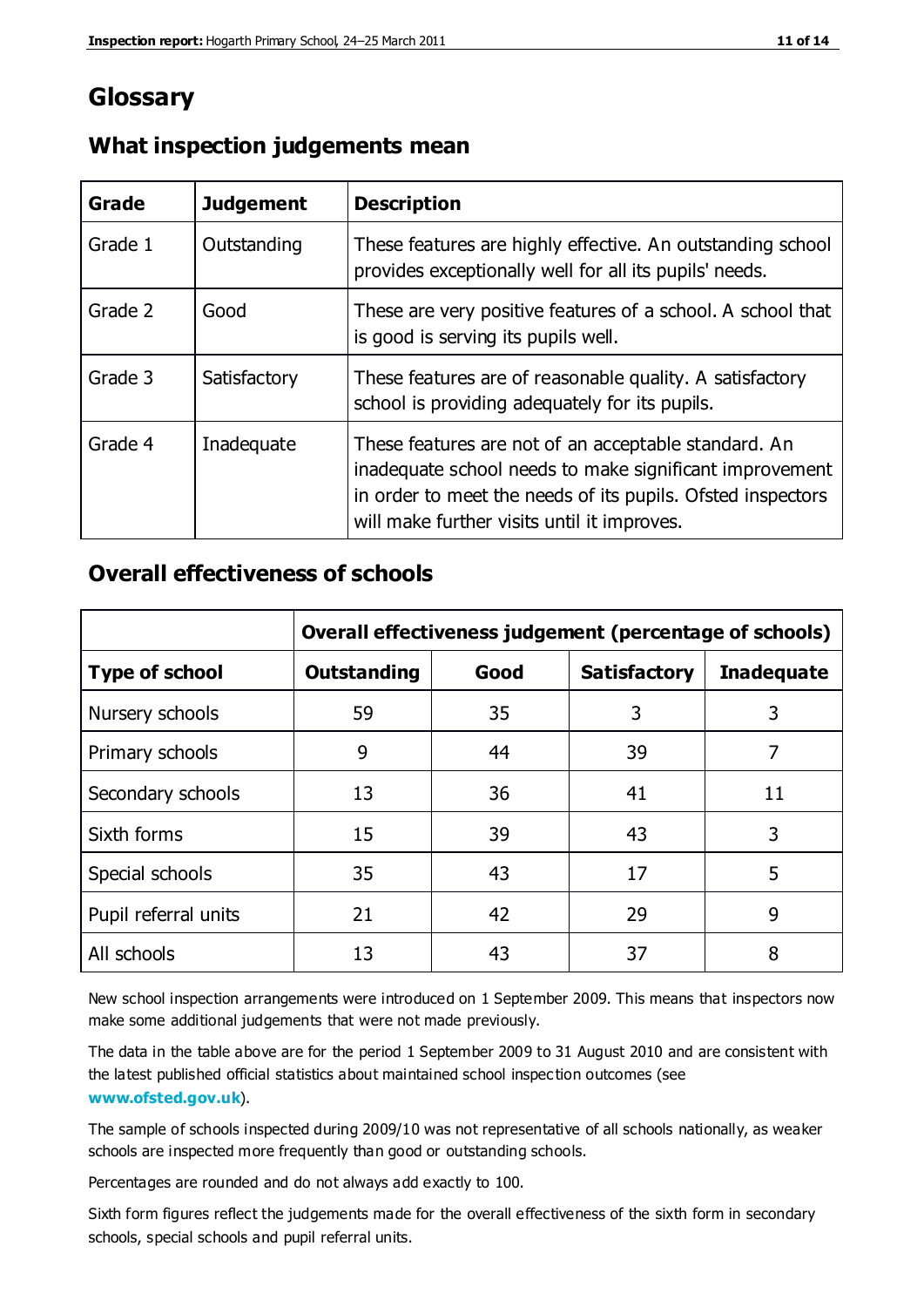# Glossary

## What inspection judgements mean

| Grade | Judgement | Description |
| --- | --- | --- |
| Grade 1 | Outstanding | These features are highly effective. An outstanding school provides exceptionally well for all its pupils' needs. |
| Grade 2 | Good | These are very positive features of a school. A school that is good is serving its pupils well. |
| Grade 3 | Satisfactory | These features are of reasonable quality. A satisfactory school is providing adequately for its pupils. |
| Grade 4 | Inadequate | These features are not of an acceptable standard. An inadequate school needs to make significant improvement in order to meet the needs of its pupils. Ofsted inspectors will make further visits until it improves. |

## Overall effectiveness of schools

| | Overall effectiveness judgement (percentage of schools) | | | |
| --- | --- | --- | --- | --- |
| **Type of school** | **Outstanding** | **Good** | **Satisfactory** | **Inadequate** |
| Nursery schools | 59 | 35 | 3 | 3 |
| Primary schools | 9 | 44 | 39 | 7 |
| Secondary schools | 13 | 36 | 41 | 11 |
| Sixth forms | 15 | 39 | 43 | 3 |
| Special schools | 35 | 43 | 17 | 5 |
| Pupil referral units | 21 | 42 | 29 | 9 |
| All schools | 13 | 43 | 37 | 8 |

New school inspection arrangements were introduced on 1 September 2009. This means that inspectors now make some additional judgements that were not made previously.

The data in the table above are for the period 1 September 2009 to 31 August 2010 and are consistent with the latest published official statistics about maintained school inspection outcomes (see **www.ofsted.gov.uk**).

The sample of schools inspected during 2009/10 was not representative of all schools nationally, as weaker schools are inspected more frequently than good or outstanding schools.

Percentages are rounded and do not always add exactly to 100.

Sixth form figures reflect the judgements made for the overall effectiveness of the sixth form in secondary schools, special schools and pupil referral units.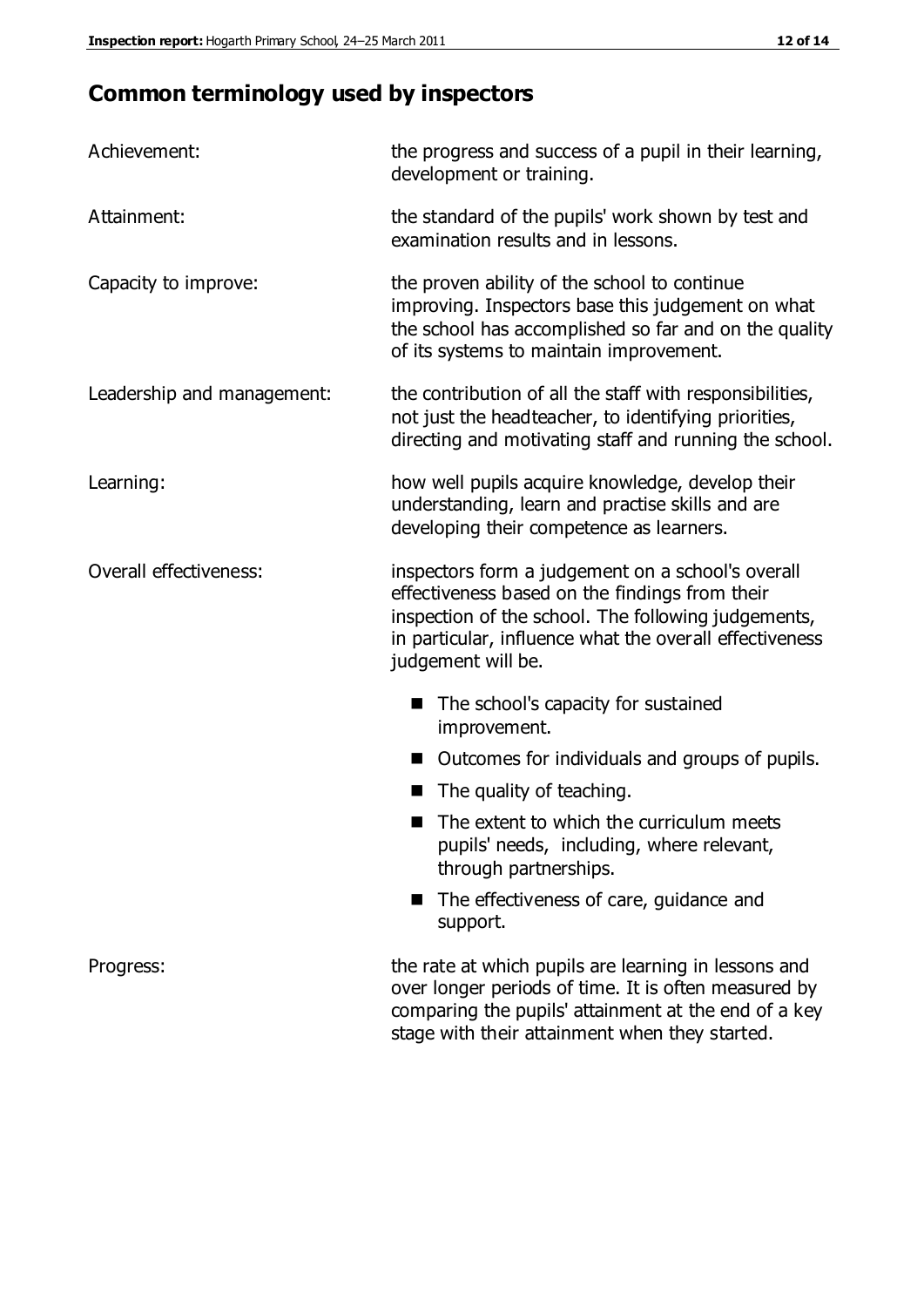## Common terminology used by inspectors

| | |
|---|---|
| Achievement: | the progress and success of a pupil in their learning, development or training. |
| Attainment: | the standard of the pupils' work shown by test and examination results and in lessons. |
| Capacity to improve: | the proven ability of the school to continue improving. Inspectors base this judgement on what the school has accomplished so far and on the quality of its systems to maintain improvement. |
| Leadership and management: | the contribution of all the staff with responsibilities, not just the headteacher, to identifying priorities, directing and motivating staff and running the school. |
| Learning: | how well pupils acquire knowledge, develop their understanding, learn and practise skills and are developing their competence as learners. |
| Overall effectiveness: | inspectors form a judgement on a school's overall effectiveness based on the findings from their inspection of the school. The following judgements, in particular, influence what the overall effectiveness judgement will be. <br>■ The school's capacity for sustained improvement. <br>■ Outcomes for individuals and groups of pupils. <br>■ The quality of teaching. <br>■ The extent to which the curriculum meets pupils' needs, including, where relevant, through partnerships. <br>■ The effectiveness of care, guidance and support. |
| Progress: | the rate at which pupils are learning in lessons and over longer periods of time. It is often measured by comparing the pupils' attainment at the end of a key stage with their attainment when they started. |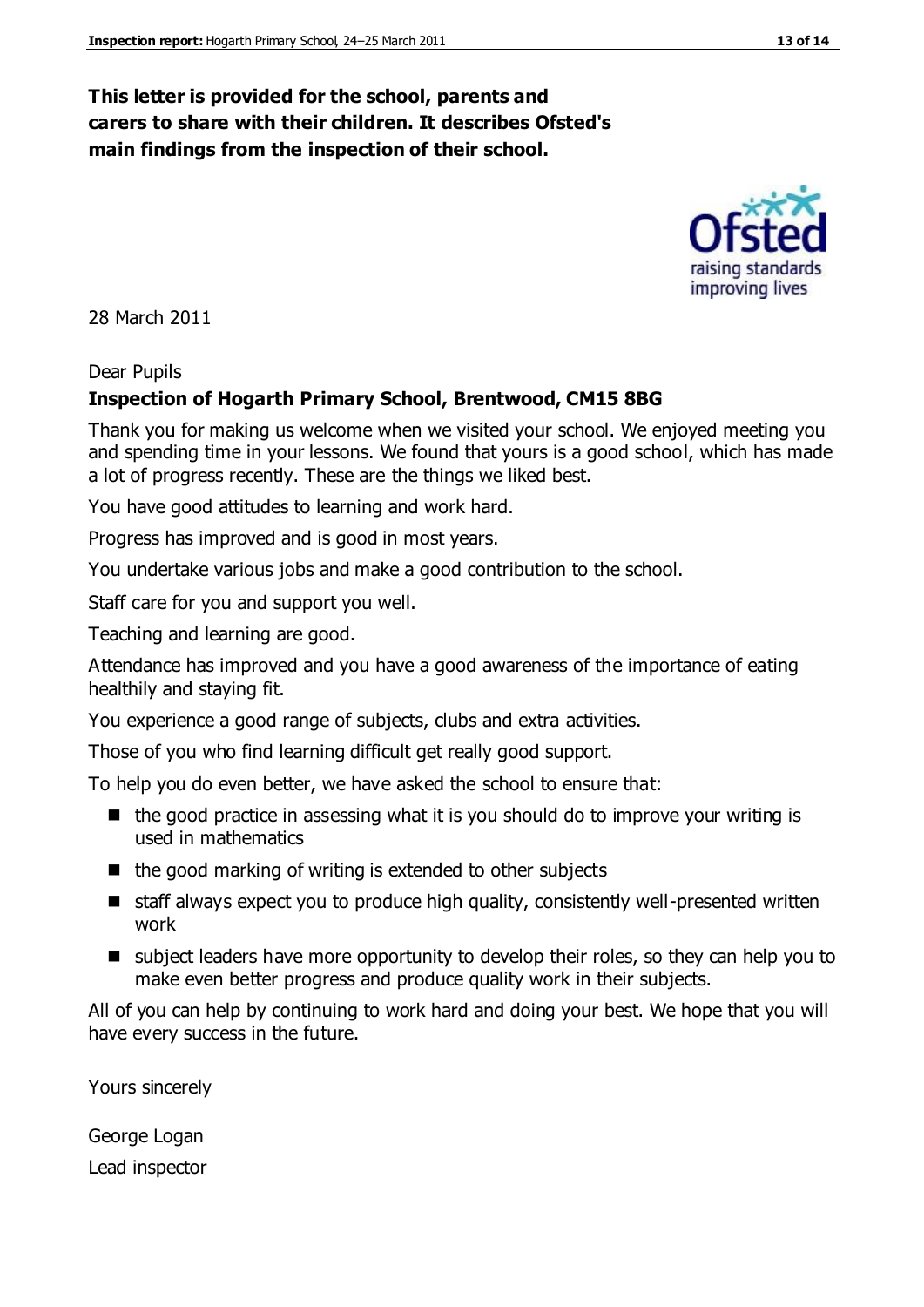**This letter is provided for the school, parents and carers to share with their children. It describes Ofsted's main findings from the inspection of their school.**

28 March 2011

Dear Pupils

**Inspection of Hogarth Primary School, Brentwood, CM15 8BG**

Thank you for making us welcome when we visited your school. We enjoyed meeting you and spending time in your lessons. We found that yours is a good school, which has made a lot of progress recently. These are the things we liked best.

You have good attitudes to learning and work hard.

Progress has improved and is good in most years.

You undertake various jobs and make a good contribution to the school.

Staff care for you and support you well.

Teaching and learning are good.

Attendance has improved and you have a good awareness of the importance of eating healthily and staying fit.

You experience a good range of subjects, clubs and extra activities.

Those of you who find learning difficult get really good support.

To help you do even better, we have asked the school to ensure that:

- the good practice in assessing what it is you should do to improve your writing is used in mathematics
- the good marking of writing is extended to other subjects
- staff always expect you to produce high quality, consistently well-presented written work
- subject leaders have more opportunity to develop their roles, so they can help you to make even better progress and produce quality work in their subjects.

All of you can help by continuing to work hard and doing your best. We hope that you will have every success in the future.

Yours sincerely

George Logan

Lead inspector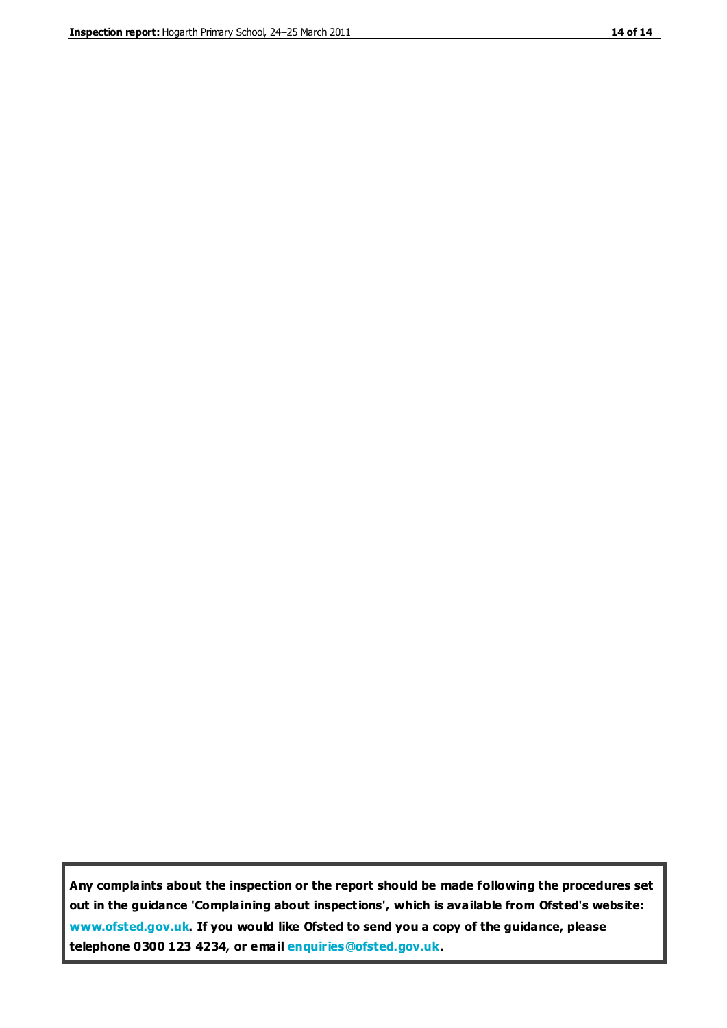**Any complaints about the inspection or the report should be made following the procedures set out in the guidance 'Complaining about inspections', which is available from Ofsted's website: www.ofsted.gov.uk. If you would like Ofsted to send you a copy of the guidance, please telephone 0300 123 4234, or email enquiries@ofsted.gov.uk.**